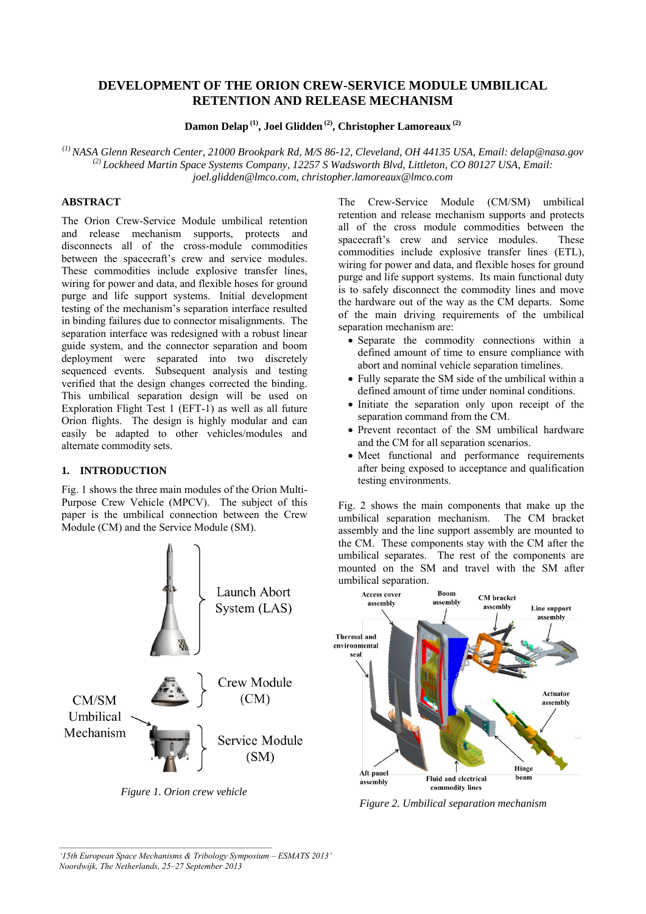# DEVELOPMENT OF THE ORION CREW-SERVICE MODULE UMBILICAL RETENTION AND RELEASE MECHANISM

**Damon Delap [1], Joel Glidden [2], Christopher Lamoreaux [2]**

*[1] NASA Glenn Research Center, 21000 Brookpark Rd, M/S 86-12, Cleveland, OH 44135 USA, Email: delap@nasa.gov*
*[2] Lockheed Martin Space Systems Company, 12257 S Wadsworth Blvd, Littleton, CO 80127 USA, Email: joel.glidden@lmco.com, christopher.lamoreaux@lmco.com*

## ABSTRACT

The Orion Crew-Service Module umbilical retention and release mechanism supports, protects and disconnects all of the cross-module commodities between the spacecraft's crew and service modules. These commodities include explosive transfer lines, wiring for power and data, and flexible hoses for ground purge and life support systems. Initial development testing of the mechanism's separation interface resulted in binding failures due to connector misalignments. The separation interface was redesigned with a robust linear guide system, and the connector separation and boom deployment were separated into two discretely sequenced events. Subsequent analysis and testing verified that the design changes corrected the binding. This umbilical separation design will be used on Exploration Flight Test 1 (EFT-1) as well as all future Orion flights. The design is highly modular and can easily be adapted to other vehicles/modules and alternate commodity sets.

## 1. INTRODUCTION

Fig. 1 shows the three main modules of the Orion Multi-Purpose Crew Vehicle (MPCV). The subject of this paper is the umbilical connection between the Crew Module (CM) and the Service Module (SM).

Figure 1. Orion crew vehicle

The Crew-Service Module (CM/SM) umbilical retention and release mechanism supports and protects all of the cross module commodities between the spacecraft's crew and service modules. These commodities include explosive transfer lines (ETL), wiring for power and data, and flexible hoses for ground purge and life support systems. Its main functional duty is to safely disconnect the commodity lines and move the hardware out of the way as the CM departs. Some of the main driving requirements of the umbilical separation mechanism are:

- Separate the commodity connections within a defined amount of time to ensure compliance with abort and nominal vehicle separation timelines.
- Fully separate the SM side of the umbilical within a defined amount of time under nominal conditions.
- Initiate the separation only upon receipt of the separation command from the CM.
- Prevent recontact of the SM umbilical hardware and the CM for all separation scenarios.
- Meet functional and performance requirements after being exposed to acceptance and qualification testing environments.

Fig. 2 shows the main components that make up the umbilical separation mechanism. The CM bracket assembly and the line support assembly are mounted to the CM. These components stay with the CM after the umbilical separates. The rest of the components are mounted on the SM and travel with the SM after umbilical separation.

Figure 2. Umbilical separation mechanism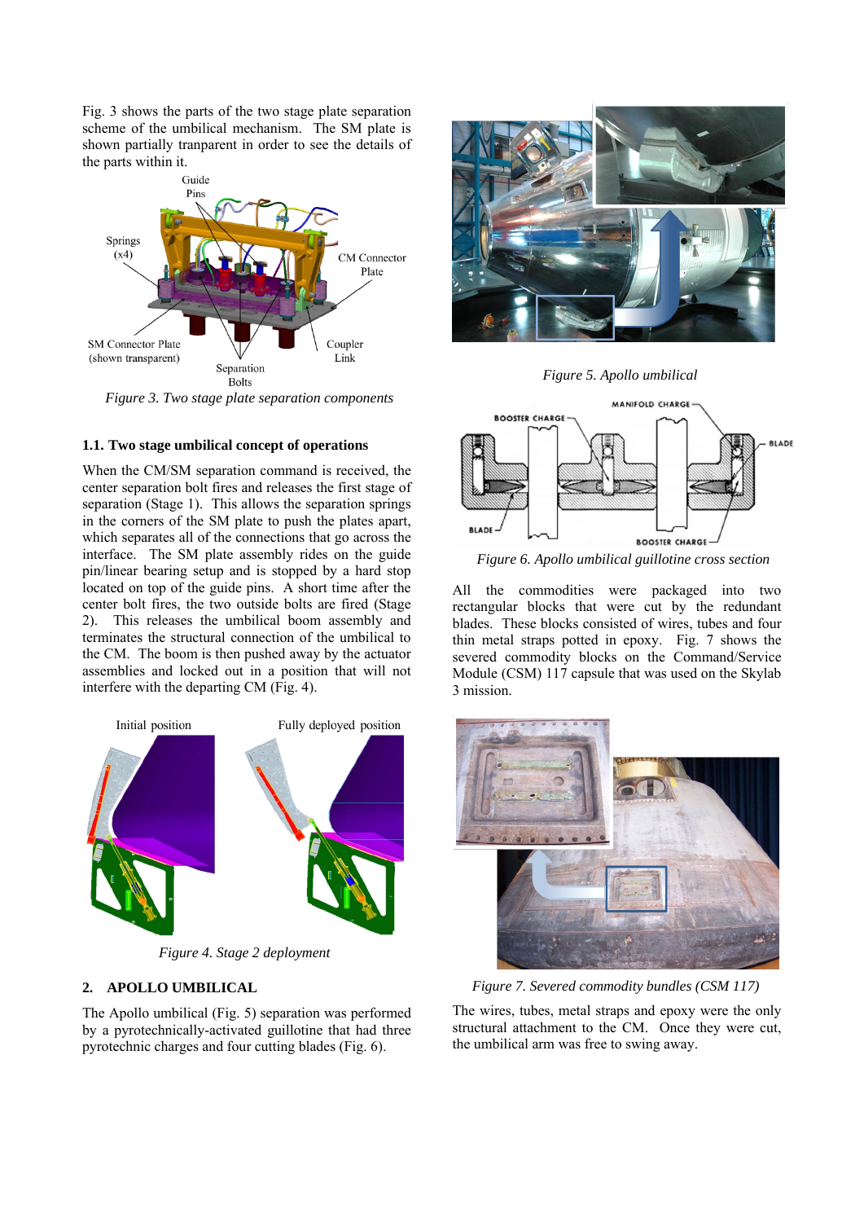Fig. 3 shows the parts of the two stage plate separation scheme of the umbilical mechanism. The SM plate is shown partially tranparent in order to see the details of the parts within it.

Figure 3. Two stage plate separation components

### 1.1. Two stage umbilical concept of operations

When the CM/SM separation command is received, the center separation bolt fires and releases the first stage of separation (Stage 1). This allows the separation springs in the corners of the SM plate to push the plates apart, which separates all of the connections that go across the interface. The SM plate assembly rides on the guide pin/linear bearing setup and is stopped by a hard stop located on top of the guide pins. A short time after the center bolt fires, the two outside bolts are fired (Stage 2). This releases the umbilical boom assembly and terminates the structural connection of the umbilical to the CM. The boom is then pushed away by the actuator assemblies and locked out in a position that will not interfere with the departing CM (Fig. 4).

Figure 4. Stage 2 deployment

## 2. APOLLO UMBILICAL

The Apollo umbilical (Fig. 5) separation was performed by a pyrotechnically-activated guillotine that had three pyrotechnic charges and four cutting blades (Fig. 6).

Figure 5. Apollo umbilical

Figure 6. Apollo umbilical guillotine cross section

All the commodities were packaged into two rectangular blocks that were cut by the redundant blades. These blocks consisted of wires, tubes and four thin metal straps potted in epoxy. Fig. 7 shows the severed commodity blocks on the Command/Service Module (CSM) 117 capsule that was used on the Skylab 3 mission.

Figure 7. Severed commodity bundles (CSM 117)

The wires, tubes, metal straps and epoxy were the only structural attachment to the CM. Once they were cut, the umbilical arm was free to swing away.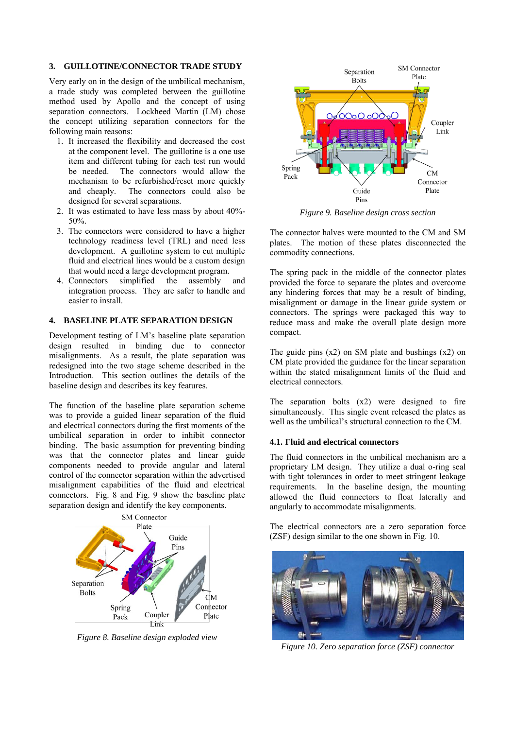## 3. GUILLOTINE/CONNECTOR TRADE STUDY

Very early on in the design of the umbilical mechanism, a trade study was completed between the guillotine method used by Apollo and the concept of using separation connectors. Lockheed Martin (LM) chose the concept utilizing separation connectors for the following main reasons:

1. It increased the flexibility and decreased the cost at the component level. The guillotine is a one use item and different tubing for each test run would be needed. The connectors would allow the mechanism to be refurbished/reset more quickly and cheaply. The connectors could also be designed for several separations.
2. It was estimated to have less mass by about 40%-50%.
3. The connectors were considered to have a higher technology readiness level (TRL) and need less development. A guillotine system to cut multiple fluid and electrical lines would be a custom design that would need a large development program.
4. Connectors simplified the assembly and integration process. They are safer to handle and easier to install.

## 4. BASELINE PLATE SEPARATION DESIGN

Development testing of LM's baseline plate separation design resulted in binding due to connector misalignments. As a result, the plate separation was redesigned into the two stage scheme described in the Introduction. This section outlines the details of the baseline design and describes its key features.

The function of the baseline plate separation scheme was to provide a guided linear separation of the fluid and electrical connectors during the first moments of the umbilical separation in order to inhibit connector binding. The basic assumption for preventing binding was that the connector plates and linear guide components needed to provide angular and lateral control of the connector separation within the advertised misalignment capabilities of the fluid and electrical connectors. Fig. 8 and Fig. 9 show the baseline plate separation design and identify the key components.

*Figure 8. Baseline design exploded view*

*Figure 9. Baseline design cross section*

The connector halves were mounted to the CM and SM plates. The motion of these plates disconnected the commodity connections.

The spring pack in the middle of the connector plates provided the force to separate the plates and overcome any hindering forces that may be a result of binding, misalignment or damage in the linear guide system or connectors. The springs were packaged this way to reduce mass and make the overall plate design more compact.

The guide pins (x2) on SM plate and bushings (x2) on CM plate provided the guidance for the linear separation within the stated misalignment limits of the fluid and electrical connectors.

The separation bolts (x2) were designed to fire simultaneously. This single event released the plates as well as the umbilical's structural connection to the CM.

### 4.1. Fluid and electrical connectors

The fluid connectors in the umbilical mechanism are a proprietary LM design. They utilize a dual o-ring seal with tight tolerances in order to meet stringent leakage requirements. In the baseline design, the mounting allowed the fluid connectors to float laterally and angularly to accommodate misalignments.

The electrical connectors are a zero separation force (ZSF) design similar to the one shown in Fig. 10.

*Figure 10. Zero separation force (ZSF) connector*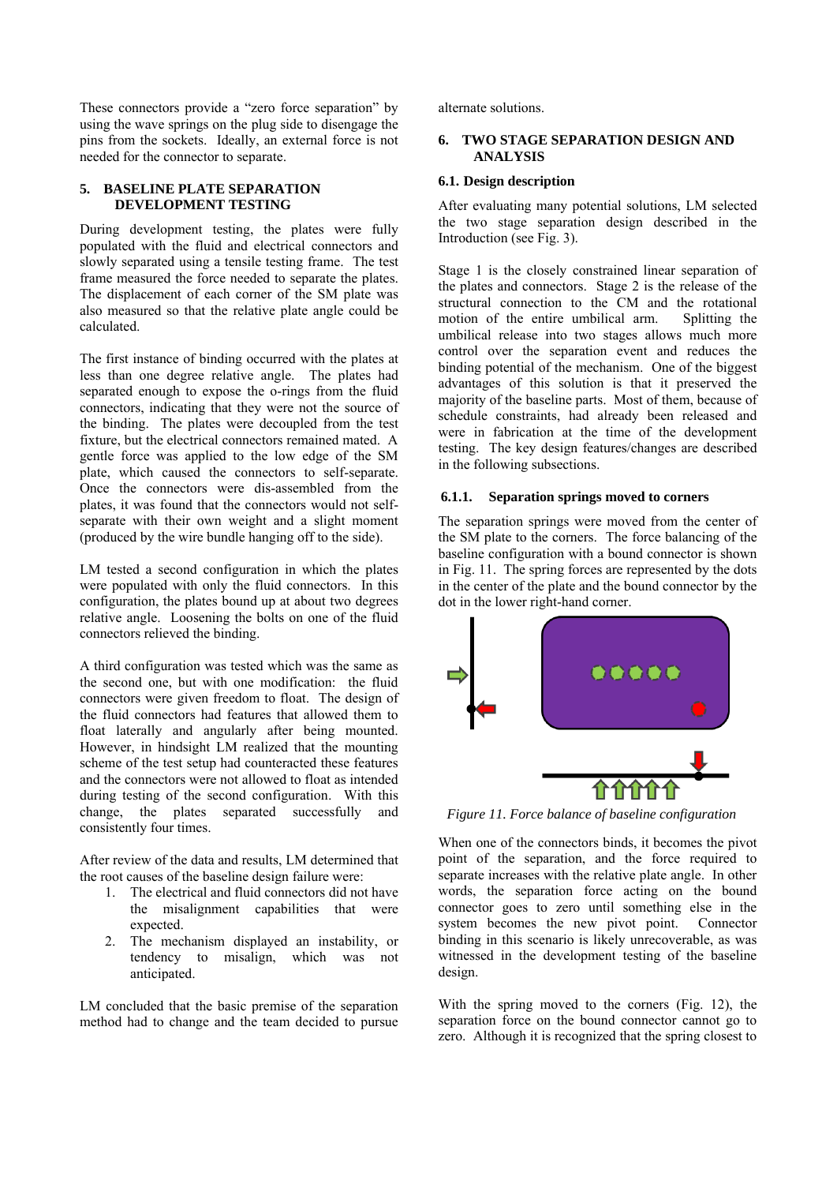These connectors provide a "zero force separation" by using the wave springs on the plug side to disengage the pins from the sockets. Ideally, an external force is not needed for the connector to separate.

## 5. BASELINE PLATE SEPARATION DEVELOPMENT TESTING

During development testing, the plates were fully populated with the fluid and electrical connectors and slowly separated using a tensile testing frame. The test frame measured the force needed to separate the plates. The displacement of each corner of the SM plate was also measured so that the relative plate angle could be calculated.

The first instance of binding occurred with the plates at less than one degree relative angle. The plates had separated enough to expose the o-rings from the fluid connectors, indicating that they were not the source of the binding. The plates were decoupled from the test fixture, but the electrical connectors remained mated. A gentle force was applied to the low edge of the SM plate, which caused the connectors to self-separate. Once the connectors were dis-assembled from the plates, it was found that the connectors would not self-separate with their own weight and a slight moment (produced by the wire bundle hanging off to the side).

LM tested a second configuration in which the plates were populated with only the fluid connectors. In this configuration, the plates bound up at about two degrees relative angle. Loosening the bolts on one of the fluid connectors relieved the binding.

A third configuration was tested which was the same as the second one, but with one modification: the fluid connectors were given freedom to float. The design of the fluid connectors had features that allowed them to float laterally and angularly after being mounted. However, in hindsight LM realized that the mounting scheme of the test setup had counteracted these features and the connectors were not allowed to float as intended during testing of the second configuration. With this change, the plates separated successfully and consistently four times.

After review of the data and results, LM determined that the root causes of the baseline design failure were:

1. The electrical and fluid connectors did not have the misalignment capabilities that were expected.
2. The mechanism displayed an instability, or tendency to misalign, which was not anticipated.

LM concluded that the basic premise of the separation method had to change and the team decided to pursue alternate solutions.

## 6. TWO STAGE SEPARATION DESIGN AND ANALYSIS

### 6.1. Design description

After evaluating many potential solutions, LM selected the two stage separation design described in the Introduction (see Fig. 3).

Stage 1 is the closely constrained linear separation of the plates and connectors. Stage 2 is the release of the structural connection to the CM and the rotational motion of the entire umbilical arm. Splitting the umbilical release into two stages allows much more control over the separation event and reduces the binding potential of the mechanism. One of the biggest advantages of this solution is that it preserved the majority of the baseline parts. Most of them, because of schedule constraints, had already been released and were in fabrication at the time of the development testing. The key design features/changes are described in the following subsections.

#### 6.1.1. Separation springs moved to corners

The separation springs were moved from the center of the SM plate to the corners. The force balancing of the baseline configuration with a bound connector is shown in Fig. 11. The spring forces are represented by the dots in the center of the plate and the bound connector by the dot in the lower right-hand corner.

*Figure 11. Force balance of baseline configuration*

When one of the connectors binds, it becomes the pivot point of the separation, and the force required to separate increases with the relative plate angle. In other words, the separation force acting on the bound connector goes to zero until something else in the system becomes the new pivot point. Connector binding in this scenario is likely unrecoverable, as was witnessed in the development testing of the baseline design.

With the spring moved to the corners (Fig. 12), the separation force on the bound connector cannot go to zero. Although it is recognized that the spring closest to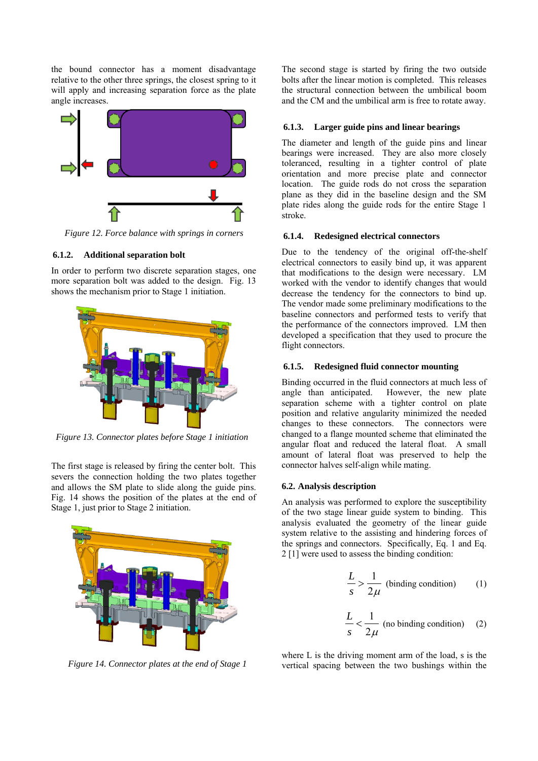the bound connector has a moment disadvantage relative to the other three springs, the closest spring to it will apply and increasing separation force as the plate angle increases.

Figure 12. Force balance with springs in corners

### 6.1.2. Additional separation bolt

In order to perform two discrete separation stages, one more separation bolt was added to the design. Fig. 13 shows the mechanism prior to Stage 1 initiation.

Figure 13. Connector plates before Stage 1 initiation

The first stage is released by firing the center bolt. This severs the connection holding the two plates together and allows the SM plate to slide along the guide pins. Fig. 14 shows the position of the plates at the end of Stage 1, just prior to Stage 2 initiation.

Figure 14. Connector plates at the end of Stage 1

The second stage is started by firing the two outside bolts after the linear motion is completed. This releases the structural connection between the umbilical boom and the CM and the umbilical arm is free to rotate away.

### 6.1.3. Larger guide pins and linear bearings

The diameter and length of the guide pins and linear bearings were increased. They are also more closely toleranced, resulting in a tighter control of plate orientation and more precise plate and connector location. The guide rods do not cross the separation plane as they did in the baseline design and the SM plate rides along the guide rods for the entire Stage 1 stroke.

### 6.1.4. Redesigned electrical connectors

Due to the tendency of the original off-the-shelf electrical connectors to easily bind up, it was apparent that modifications to the design were necessary. LM worked with the vendor to identify changes that would decrease the tendency for the connectors to bind up. The vendor made some preliminary modifications to the baseline connectors and performed tests to verify that the performance of the connectors improved. LM then developed a specification that they used to procure the flight connectors.

### 6.1.5. Redesigned fluid connector mounting

Binding occurred in the fluid connectors at much less of angle than anticipated. However, the new plate separation scheme with a tighter control on plate position and relative angularity minimized the needed changes to these connectors. The connectors were changed to a flange mounted scheme that eliminated the angular float and reduced the lateral float. A small amount of lateral float was preserved to help the connector halves self-align while mating.

## 6.2. Analysis description

An analysis was performed to explore the susceptibility of the two stage linear guide system to binding. This analysis evaluated the geometry of the linear guide system relative to the assisting and hindering forces of the springs and connectors. Specifically, Eq. 1 and Eq. 2 [1] were used to assess the binding condition:

$$\frac{L}{s} > \frac{1}{2\mu} \text{ (binding condition)} \quad (1)$$

$$\frac{L}{s} < \frac{1}{2\mu} \text{ (no binding condition)} \quad (2)$$

where L is the driving moment arm of the load, s is the vertical spacing between the two bushings within the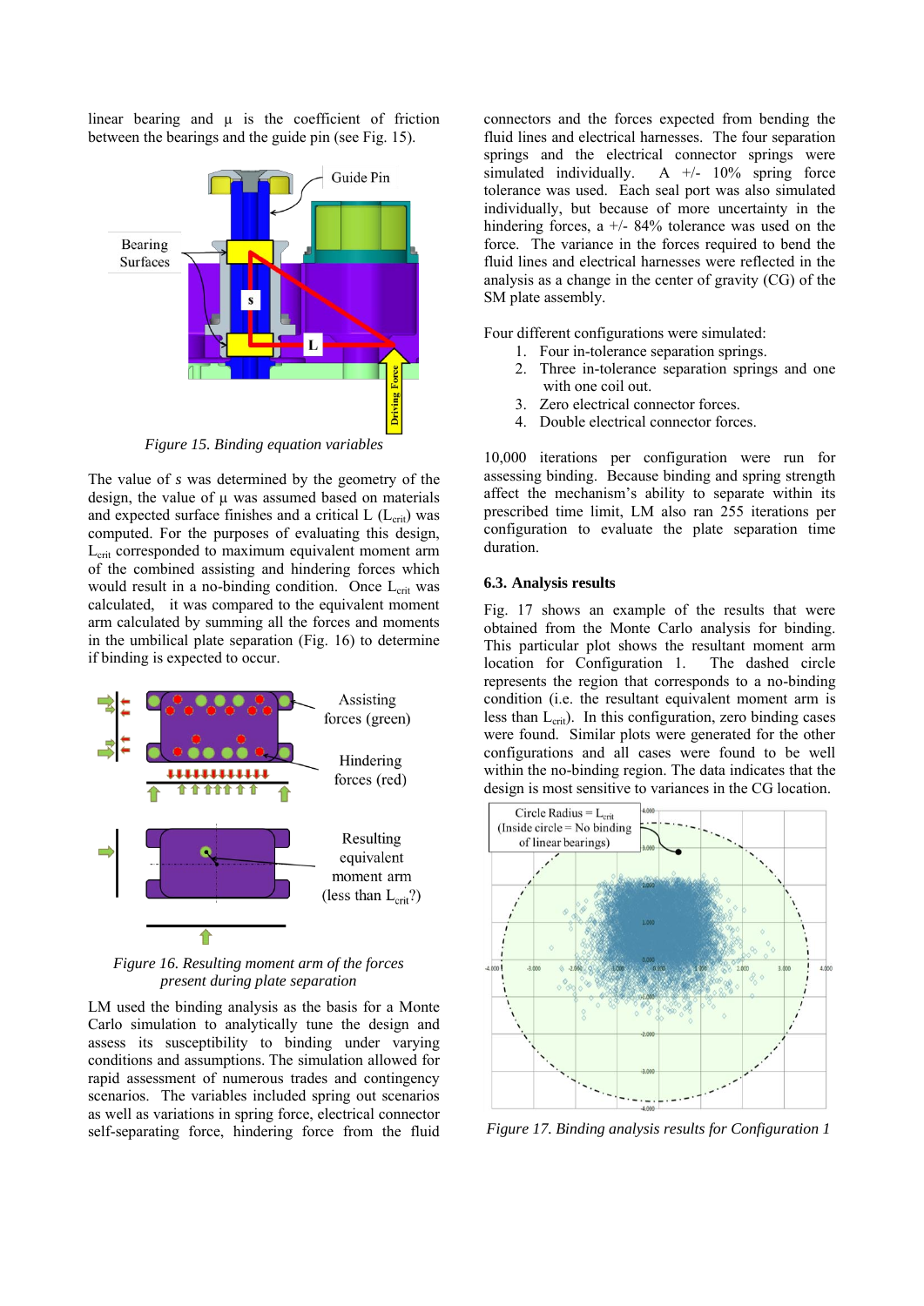linear bearing and μ is the coefficient of friction between the bearings and the guide pin (see Fig. 15).

Figure 15. Binding equation variables

The value of s was determined by the geometry of the design, the value of μ was assumed based on materials and expected surface finishes and a critical L ($L_{crit}$) was computed. For the purposes of evaluating this design, $L_{crit}$ corresponded to maximum equivalent moment arm of the combined assisting and hindering forces which would result in a no-binding condition. Once $L_{crit}$ was calculated, it was compared to the equivalent moment arm calculated by summing all the forces and moments in the umbilical plate separation (Fig. 16) to determine if binding is expected to occur.

Figure 16. Resulting moment arm of the forces present during plate separation

LM used the binding analysis as the basis for a Monte Carlo simulation to analytically tune the design and assess its susceptibility to binding under varying conditions and assumptions. The simulation allowed for rapid assessment of numerous trades and contingency scenarios. The variables included spring out scenarios as well as variations in spring force, electrical connector self-separating force, hindering force from the fluid connectors and the forces expected from bending the fluid lines and electrical harnesses. The four separation springs and the electrical connector springs were simulated individually. A +/- 10% spring force tolerance was used. Each seal port was also simulated individually, but because of more uncertainty in the hindering forces, a +/- 84% tolerance was used on the force. The variance in the forces required to bend the fluid lines and electrical harnesses were reflected in the analysis as a change in the center of gravity (CG) of the SM plate assembly.

Four different configurations were simulated:

1. Four in-tolerance separation springs.
2. Three in-tolerance separation springs and one with one coil out.
3. Zero electrical connector forces.
4. Double electrical connector forces.

10,000 iterations per configuration were run for assessing binding. Because binding and spring strength affect the mechanism's ability to separate within its prescribed time limit, LM also ran 255 iterations per configuration to evaluate the plate separation time duration.

### 6.3. Analysis results

Fig. 17 shows an example of the results that were obtained from the Monte Carlo analysis for binding. This particular plot shows the resultant moment arm location for Configuration 1. The dashed circle represents the region that corresponds to a no-binding condition (i.e. the resultant equivalent moment arm is less than $L_{crit}$). In this configuration, zero binding cases were found. Similar plots were generated for the other configurations and all cases were found to be well within the no-binding region. The data indicates that the design is most sensitive to variances in the CG location.

Figure 17. Binding analysis results for Configuration 1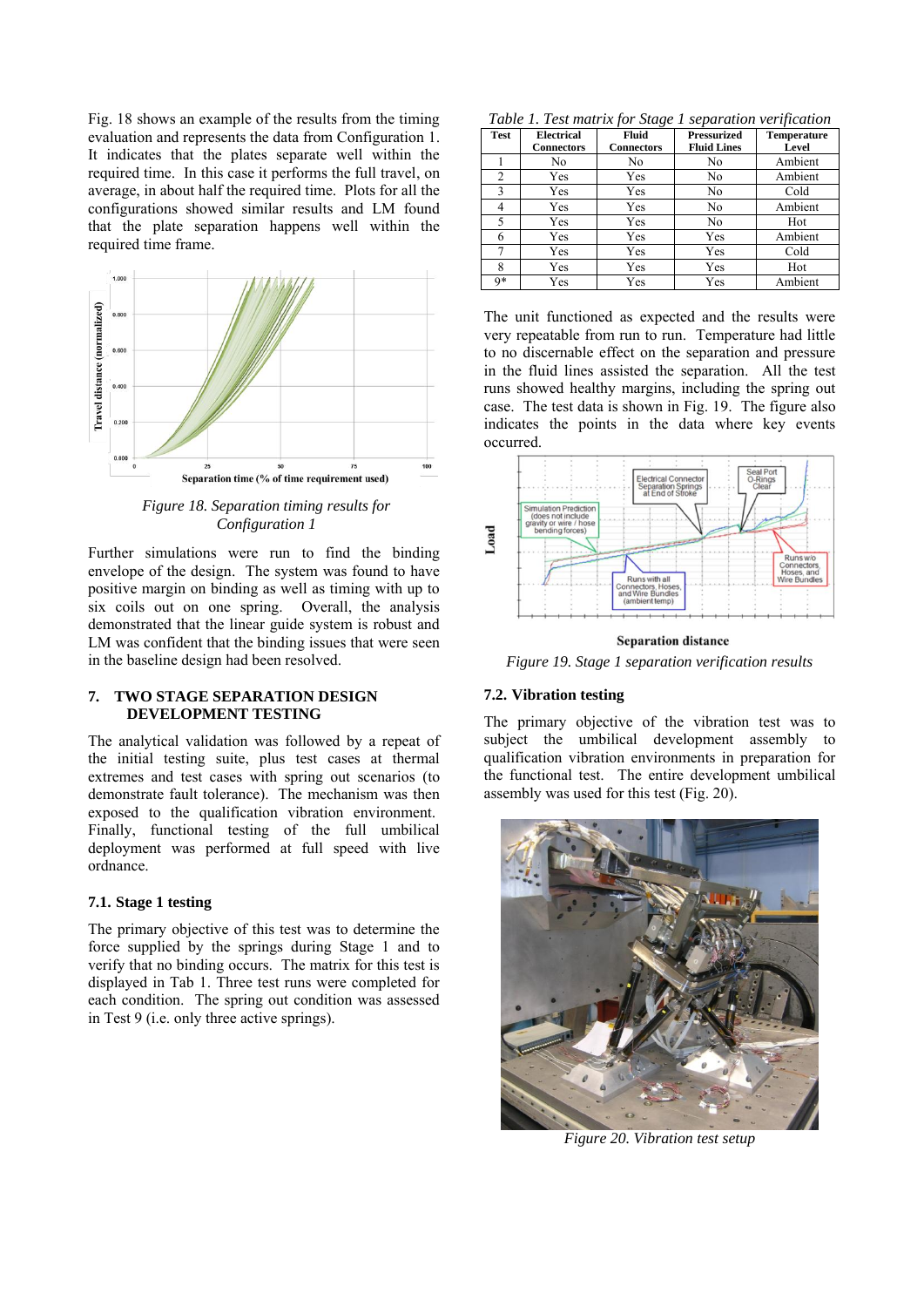Fig. 18 shows an example of the results from the timing evaluation and represents the data from Configuration 1. It indicates that the plates separate well within the required time. In this case it performs the full travel, on average, in about half the required time. Plots for all the configurations showed similar results and LM found that the plate separation happens well within the required time frame.

Figure 18. Separation timing results for Configuration 1

Further simulations were run to find the binding envelope of the design. The system was found to have positive margin on binding as well as timing with up to six coils out on one spring. Overall, the analysis demonstrated that the linear guide system is robust and LM was confident that the binding issues that were seen in the baseline design had been resolved.

## 7. TWO STAGE SEPARATION DESIGN DEVELOPMENT TESTING

The analytical validation was followed by a repeat of the initial testing suite, plus test cases at thermal extremes and test cases with spring out scenarios (to demonstrate fault tolerance). The mechanism was then exposed to the qualification vibration environment. Finally, functional testing of the full umbilical deployment was performed at full speed with live ordnance.

### 7.1. Stage 1 testing

The primary objective of this test was to determine the force supplied by the springs during Stage 1 and to verify that no binding occurs. The matrix for this test is displayed in Tab 1. Three test runs were completed for each condition. The spring out condition was assessed in Test 9 (i.e. only three active springs).

*Table 1. Test matrix for Stage 1 separation verification*

| Test | Electrical Connectors | Fluid Connectors | Pressurized Fluid Lines | Temperature Level |
|---|---|---|---|---|
| 1 | No | No | No | Ambient |
| 2 | Yes | Yes | No | Ambient |
| 3 | Yes | Yes | No | Cold |
| 4 | Yes | Yes | No | Ambient |
| 5 | Yes | Yes | No | Hot |
| 6 | Yes | Yes | Yes | Ambient |
| 7 | Yes | Yes | Yes | Cold |
| 8 | Yes | Yes | Yes | Hot |
| 9* | Yes | Yes | Yes | Ambient |

The unit functioned as expected and the results were very repeatable from run to run. Temperature had little to no discernable effect on the separation and pressure in the fluid lines assisted the separation. All the test runs showed healthy margins, including the spring out case. The test data is shown in Fig. 19. The figure also indicates the points in the data where key events occurred.

Figure 19. Stage 1 separation verification results

### 7.2. Vibration testing

The primary objective of the vibration test was to subject the umbilical development assembly to qualification vibration environments in preparation for the functional test. The entire development umbilical assembly was used for this test (Fig. 20).

Figure 20. Vibration test setup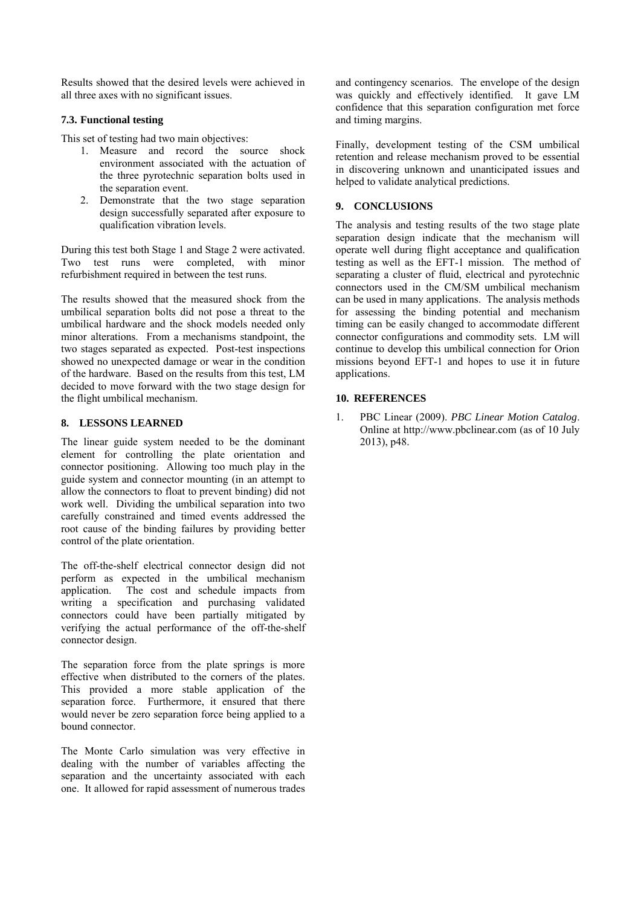Results showed that the desired levels were achieved in all three axes with no significant issues.

### 7.3. Functional testing

This set of testing had two main objectives:

1. Measure and record the source shock environment associated with the actuation of the three pyrotechnic separation bolts used in the separation event.
2. Demonstrate that the two stage separation design successfully separated after exposure to qualification vibration levels.

During this test both Stage 1 and Stage 2 were activated. Two test runs were completed, with minor refurbishment required in between the test runs.

The results showed that the measured shock from the umbilical separation bolts did not pose a threat to the umbilical hardware and the shock models needed only minor alterations. From a mechanisms standpoint, the two stages separated as expected. Post-test inspections showed no unexpected damage or wear in the condition of the hardware. Based on the results from this test, LM decided to move forward with the two stage design for the flight umbilical mechanism.

## 8. LESSONS LEARNED

The linear guide system needed to be the dominant element for controlling the plate orientation and connector positioning. Allowing too much play in the guide system and connector mounting (in an attempt to allow the connectors to float to prevent binding) did not work well. Dividing the umbilical separation into two carefully constrained and timed events addressed the root cause of the binding failures by providing better control of the plate orientation.

The off-the-shelf electrical connector design did not perform as expected in the umbilical mechanism application. The cost and schedule impacts from writing a specification and purchasing validated connectors could have been partially mitigated by verifying the actual performance of the off-the-shelf connector design.

The separation force from the plate springs is more effective when distributed to the corners of the plates. This provided a more stable application of the separation force. Furthermore, it ensured that there would never be zero separation force being applied to a bound connector.

The Monte Carlo simulation was very effective in dealing with the number of variables affecting the separation and the uncertainty associated with each one. It allowed for rapid assessment of numerous trades and contingency scenarios. The envelope of the design was quickly and effectively identified. It gave LM confidence that this separation configuration met force and timing margins.

Finally, development testing of the CSM umbilical retention and release mechanism proved to be essential in discovering unknown and unanticipated issues and helped to validate analytical predictions.

## 9. CONCLUSIONS

The analysis and testing results of the two stage plate separation design indicate that the mechanism will operate well during flight acceptance and qualification testing as well as the EFT-1 mission. The method of separating a cluster of fluid, electrical and pyrotechnic connectors used in the CM/SM umbilical mechanism can be used in many applications. The analysis methods for assessing the binding potential and mechanism timing can be easily changed to accommodate different connector configurations and commodity sets. LM will continue to develop this umbilical connection for Orion missions beyond EFT-1 and hopes to use it in future applications.

## 10. REFERENCES

1. PBC Linear (2009). *PBC Linear Motion Catalog*. Online at http://www.pbclinear.com (as of 10 July 2013), p48.